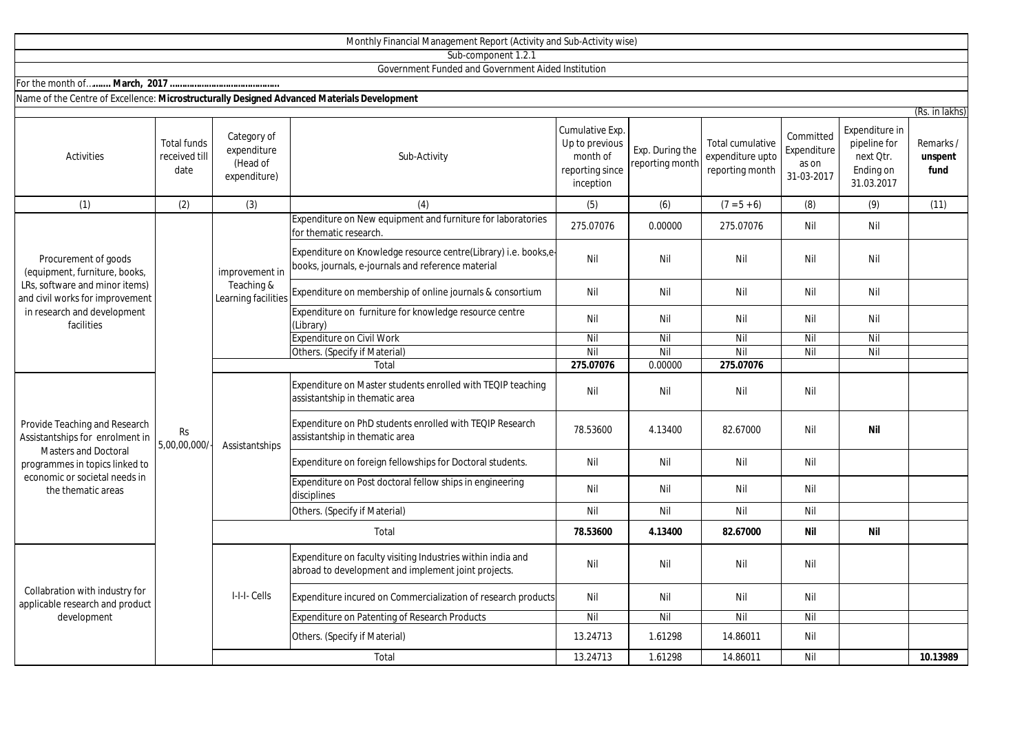Monthly Financial Management Report (Activity and Sub-Activity wise)

Sub-component 1.2.1

Government Funded and Government Aided Institution

For the month of…**...... March, 2017 ……………………………………**

Name of the Centre of Excellence: **Microstructurally Designed Advanced Materials Development**

(Rs. in lakhs)

| Activities | Total funds received till date | Category of expenditure (Head of expenditure) | Sub-Activity | Cumulative Exp. Up to previous month of reporting since inception | Exp. During the reporting month | Total cumulative expenditure upto reporting month | Committed Expenditure as on 31-03-2017 | Expenditure in pipeline for next Qtr. Ending on 31.03.2017 | Remarks / **unspent fund** |
|---|---|---|---|---|---|---|---|---|---|
| (1) | (2) | (3) | (4) | (5) | (6) | (7 = 5 + 6) | (8) | (9) | (11) |
| Procurement of goods (equipment, furniture, books, LRs, software and minor items) and civil works for improvement in research and development facilities | Rs 5,00,00,000/- | improvement in Teaching & Learning facilities | Expenditure on New equipment and furniture for laboratories for thematic research. | 275.07076 | 0.00000 | 275.07076 | Nil | Nil | |
| | | | Expenditure on Knowledge resource centre(Library) i.e. books,e-books, journals, e-journals and reference material | Nil | Nil | Nil | Nil | Nil | |
| | | | Expenditure on membership of online journals & consortium | Nil | Nil | Nil | Nil | Nil | |
| | | | Expenditure on furniture for knowledge resource centre (Library) | Nil | Nil | Nil | Nil | Nil | |
| | | | Expenditure on Civil Work | Nil | Nil | Nil | Nil | Nil | |
| | | | Others. (Specify if Material) | Nil | Nil | Nil | Nil | Nil | |
| | | Total | | **275.07076** | 0.00000 | **275.07076** | | | |
| Provide Teaching and Research Assistantships for enrolment in Masters and Doctoral programmes in topics linked to economic or societal needs in the thematic areas | | Assistantships | Expenditure on Master students enrolled with TEQIP teaching assistantship in thematic area | Nil | Nil | Nil | Nil | | |
| | | | Expenditure on PhD students enrolled with TEQIP Research assistantship in thematic area | 78.53600 | 4.13400 | 82.67000 | Nil | **Nil** | |
| | | | Expenditure on foreign fellowships for Doctoral students. | Nil | Nil | Nil | Nil | | |
| | | | Expenditure on Post doctoral fellow ships in engineering disciplines | Nil | Nil | Nil | Nil | | |
| | | | Others. (Specify if Material) | Nil | Nil | Nil | Nil | | |
| | | Total | | **78.53600** | **4.13400** | **82.67000** | **Nil** | **Nil** | |
| Collabration with industry for applicable research and product development | | I-I-I- Cells | Expenditure on faculty visiting Industries within india and abroad to development and implement joint projects. | Nil | Nil | Nil | Nil | | |
| | | | Expenditure incured on Commercialization of research products | Nil | Nil | Nil | Nil | | |
| | | | Expenditure on Patenting of Research Products | Nil | Nil | Nil | Nil | | |
| | | | Others. (Specify if Material) | 13.24713 | 1.61298 | 14.86011 | Nil | | |
| | | Total | | 13.24713 | 1.61298 | 14.86011 | Nil | | **10.13989** |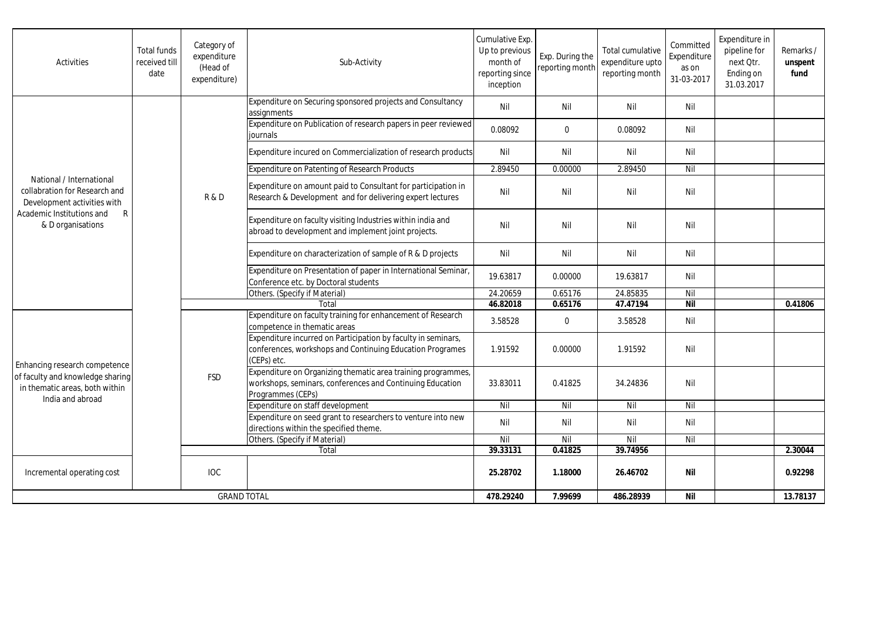| Activities | Total funds received till date | Category of expenditure (Head of expenditure) | Sub-Activity | Cumulative Exp. Up to previous month of reporting since inception | Exp. During the reporting month | Total cumulative expenditure upto reporting month | Committed Expenditure as on 31-03-2017 | Expenditure in pipeline for next Qtr. Ending on 31.03.2017 | Remarks / **unspent fund** |
|---|---|---|---|---|---|---|---|---|---|
| National / International collabration for Research and Development activities with Academic Institutions and R & D organisations | | R & D | Expenditure on Securing sponsored projects and Consultancy assignments | Nil | Nil | Nil | Nil | | |
| | | | Expenditure on Publication of research papers in peer reviewed journals | 0.08092 | 0 | 0.08092 | Nil | | |
| | | | Expenditure incured on Commercialization of research products | Nil | Nil | Nil | Nil | | |
| | | | Expenditure on Patenting of Research Products | 2.89450 | 0.00000 | 2.89450 | Nil | | |
| | | | Expenditure on amount paid to Consultant for participation in Research & Development and for delivering expert lectures | Nil | Nil | Nil | Nil | | |
| | | | Expenditure on faculty visiting Industries within india and abroad to development and implement joint projects. | Nil | Nil | Nil | Nil | | |
| | | | Expenditure on characterization of sample of R & D projects | Nil | Nil | Nil | Nil | | |
| | | | Expenditure on Presentation of paper in International Seminar, Conference etc. by Doctoral students | 19.63817 | 0.00000 | 19.63817 | Nil | | |
| | | | Others. (Specify if Material) | 24.20659 | 0.65176 | 24.85835 | Nil | | |
| | | | Total | **46.82018** | **0.65176** | **47.47194** | **Nil** | | **0.41806** |
| Enhancing research competence of faculty and knowledge sharing in thematic areas, both within India and abroad | | FSD | Expenditure on faculty training for enhancement of Research competence in thematic areas | 3.58528 | 0 | 3.58528 | Nil | | |
| | | | Expenditure incurred on Participation by faculty in seminars, conferences, workshops and Continuing Education Programes (CEPs) etc. | 1.91592 | 0.00000 | 1.91592 | Nil | | |
| | | | Expenditure on Organizing thematic area training programmes, workshops, seminars, conferences and Continuing Education Programmes (CEPs) | 33.83011 | 0.41825 | 34.24836 | Nil | | |
| | | | Expenditure on staff development | Nil | Nil | Nil | Nil | | |
| | | | Expenditure on seed grant to researchers to venture into new directions within the specified theme. | Nil | Nil | Nil | Nil | | |
| | | | Others. (Specify if Material) | Nil | Nil | Nil | Nil | | |
| | | | Total | **39.33131** | **0.41825** | **39.74956** | | | **2.30044** |
| Incremental operating cost | | IOC | | **25.28702** | **1.18000** | **26.46702** | **Nil** | | **0.92298** |
| GRAND TOTAL | | | | **478.29240** | **7.99699** | **486.28939** | **Nil** | | **13.78137** |